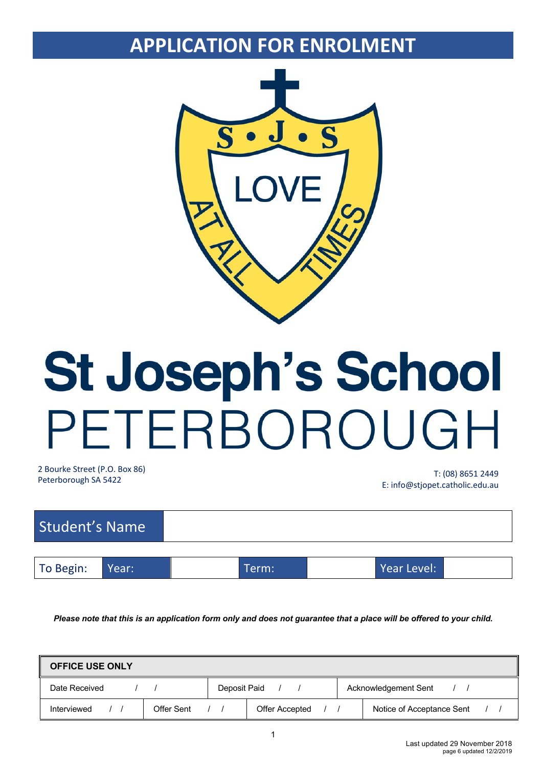# APPLICATION FOR ENROLMENT

S • J • S

LOVE AT ALL TIMES

# St Joseph's School PETERBOROUGH

2 Bourke Street (P.O. Box 86)
Peterborough SA 5422

T: (08) 8651 2449
E: info@stjopet.catholic.edu.au

| Student's Name | |
|---|---|

| To Begin: | Year: | | Term: | | Year Level: | |
|---|---|---|---|---|---|---|

***Please note that this is an application form only and does not guarantee that a place will be offered to your child.***

| OFFICE USE ONLY | | | |
|---|---|---|---|
| Date Received / / | Deposit Paid / / | Acknowledgement Sent / / | |
| Interviewed / / | Offer Sent / / | Offer Accepted / / | Notice of Acceptance Sent / / |

Last updated 29 November 2018
page 6 updated 12/2/2019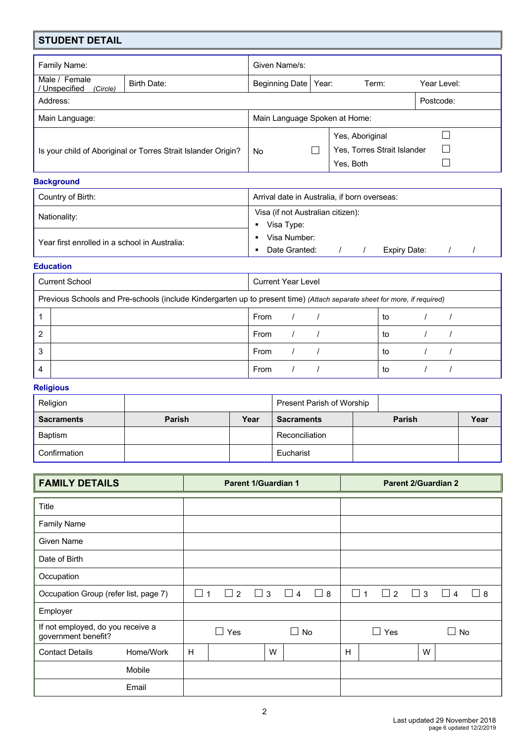## STUDENT DETAIL

| Family Name: | | Given Name/s: | | | |
|---|---|---|---|---|---|
| Male / Female / Unspecified *(Circle)* | Birth Date: | Beginning Date | Year: | Term: | Year Level: |
| Address: | | | | | Postcode: |
| Main Language: | | Main Language Spoken at Home: | | | |
| Is your child of Aboriginal or Torres Strait Islander Origin? | | No ☐ | Yes, Aboriginal ☐<br>Yes, Torres Strait Islander ☐<br>Yes, Both ☐ | | |

### Background

| Country of Birth: | Arrival date in Australia, if born overseas: |
|---|---|
| Nationality: | Visa (if not Australian citizen):<br>▪ Visa Type:<br>▪ Visa Number:<br>▪ Date Granted: / / Expiry Date: / / |
| Year first enrolled in a school in Australia: | |

### Education

| Current School | | Current Year Level | |
|---|---|---|---|
| Previous Schools and Pre-schools (include Kindergarten up to present time) *(Attach separate sheet for more, if required)* | | | |
| 1 | | From / / | to / / |
| 2 | | From / / | to / / |
| 3 | | From / / | to / / |
| 4 | | From / / | to / / |

### Religious

| Religion | | | Present Parish of Worship | | |
|---|---|---|---|---|---|
| **Sacraments** | **Parish** | **Year** | **Sacraments** | **Parish** | **Year** |
| Baptism | | | Reconciliation | | |
| Confirmation | | | Eucharist | | |

## FAMILY DETAILS

| | | Parent 1/Guardian 1 | | Parent 2/Guardian 2 | |
|---|---|---|---|---|---|
| Title | | | | | |
| Family Name | | | | | |
| Given Name | | | | | |
| Date of Birth | | | | | |
| Occupation | | | | | |
| Occupation Group (refer list, page 7) | | ☐ 1 ☐ 2 ☐ 3 ☐ 4 ☐ 8 | | ☐ 1 ☐ 2 ☐ 3 ☐ 4 ☐ 8 | |
| Employer | | | | | |
| If not employed, do you receive a government benefit? | | ☐ Yes ☐ No | | ☐ Yes ☐ No | |
| Contact Details | Home/Work | H | W | H | W |
| | Mobile | | | | |
| | Email | | | | |

Last updated 29 November 2018
page 6 updated 12/2/2019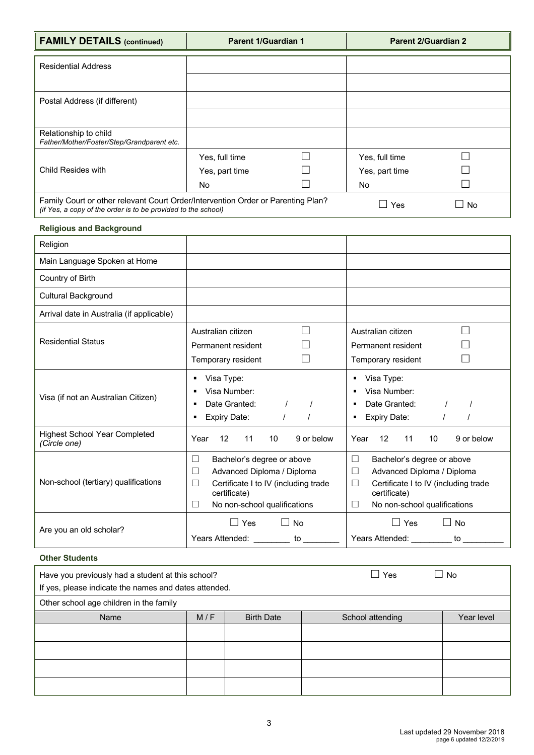| **FAMILY DETAILS** (continued) | **Parent 1/Guardian 1** | **Parent 2/Guardian 2** |
|---|---|---|
| Residential Address | | |
| | | |
| Postal Address (if different) | | |
| | | |
| Relationship to child<br>*Father/Mother/Foster/Step/Grandparent etc.* | | |
| Child Resides with | Yes, full time ☐<br>Yes, part time ☐<br>No ☐ | Yes, full time ☐<br>Yes, part time ☐<br>No ☐ |
| Family Court or other relevant Court Order/Intervention Order or Parenting Plan?<br>*(if Yes, a copy of the order is to be provided to the school)* | | ☐ Yes ☐ No |

**Religious and Background**

| | | |
|---|---|---|
| Religion | | |
| Main Language Spoken at Home | | |
| Country of Birth | | |
| Cultural Background | | |
| Arrival date in Australia (if applicable) | | |
| Residential Status | Australian citizen ☐<br>Permanent resident ☐<br>Temporary resident ☐ | Australian citizen ☐<br>Permanent resident ☐<br>Temporary resident ☐ |
| Visa (if not an Australian Citizen) | ▪ Visa Type:<br>▪ Visa Number:<br>▪ Date Granted: / /<br>▪ Expiry Date: / / | ▪ Visa Type:<br>▪ Visa Number:<br>▪ Date Granted: / /<br>▪ Expiry Date: / / |
| Highest School Year Completed<br>*(Circle one)* | Year 12 11 10 9 or below | Year 12 11 10 9 or below |
| Non-school (tertiary) qualifications | ☐ Bachelor's degree or above<br>☐ Advanced Diploma / Diploma<br>☐ Certificate I to IV (including trade certificate)<br>☐ No non-school qualifications | ☐ Bachelor's degree or above<br>☐ Advanced Diploma / Diploma<br>☐ Certificate I to IV (including trade certificate)<br>☐ No non-school qualifications |
| Are you an old scholar? | ☐ Yes ☐ No<br>Years Attended: ________ to ________ | ☐ Yes ☐ No<br>Years Attended: _________ to _________ |

**Other Students**

Have you previously had a student at this school? ☐ Yes ☐ No

If yes, please indicate the names and dates attended.

Other school age children in the family

| Name | M / F | Birth Date | School attending | Year level |
|---|---|---|---|---|
| | | | | |
| | | | | |
| | | | | |
| | | | | |

Last updated 29 November 2018
page 6 updated 12/2/2019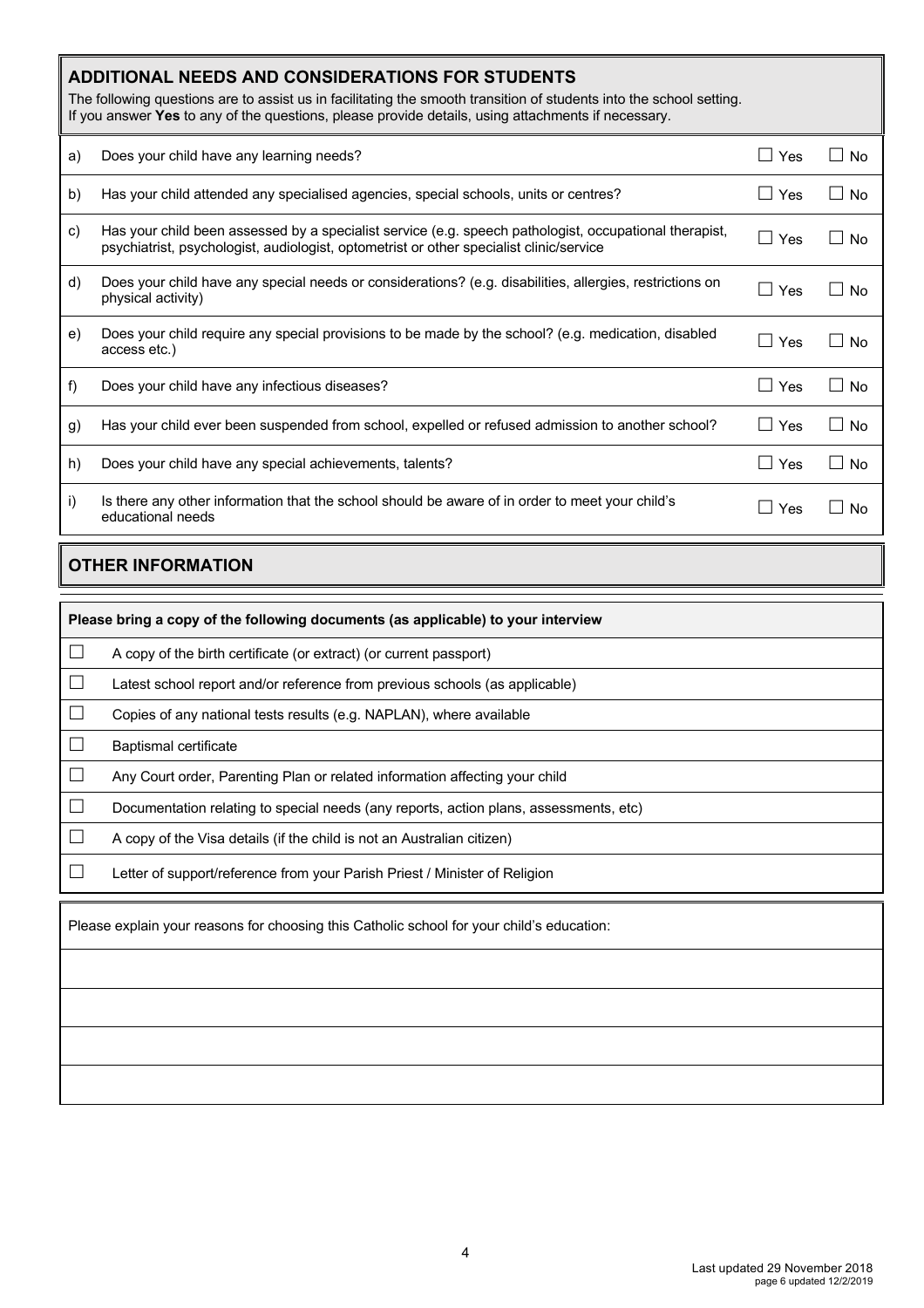## ADDITIONAL NEEDS AND CONSIDERATIONS FOR STUDENTS

The following questions are to assist us in facilitating the smooth transition of students into the school setting.
If you answer **Yes** to any of the questions, please provide details, using attachments if necessary.

| | | | |
|---|---|---|---|
| a) | Does your child have any learning needs? | ☐ Yes | ☐ No |
| b) | Has your child attended any specialised agencies, special schools, units or centres? | ☐ Yes | ☐ No |
| c) | Has your child been assessed by a specialist service (e.g. speech pathologist, occupational therapist, psychiatrist, psychologist, audiologist, optometrist or other specialist clinic/service | ☐ Yes | ☐ No |
| d) | Does your child have any special needs or considerations? (e.g. disabilities, allergies, restrictions on physical activity) | ☐ Yes | ☐ No |
| e) | Does your child require any special provisions to be made by the school? (e.g. medication, disabled access etc.) | ☐ Yes | ☐ No |
| f) | Does your child have any infectious diseases? | ☐ Yes | ☐ No |
| g) | Has your child ever been suspended from school, expelled or refused admission to another school? | ☐ Yes | ☐ No |
| h) | Does your child have any special achievements, talents? | ☐ Yes | ☐ No |
| i) | Is there any other information that the school should be aware of in order to meet your child's educational needs | ☐ Yes | ☐ No |

## OTHER INFORMATION

**Please bring a copy of the following documents (as applicable) to your interview**

- ☐ A copy of the birth certificate (or extract) (or current passport)
- ☐ Latest school report and/or reference from previous schools (as applicable)
- ☐ Copies of any national tests results (e.g. NAPLAN), where available
- ☐ Baptismal certificate
- ☐ Any Court order, Parenting Plan or related information affecting your child
- ☐ Documentation relating to special needs (any reports, action plans, assessments, etc)
- ☐ A copy of the Visa details (if the child is not an Australian citizen)
- ☐ Letter of support/reference from your Parish Priest / Minister of Religion

Please explain your reasons for choosing this Catholic school for your child's education:

Last updated 29 November 2018
page 6 updated 12/2/2019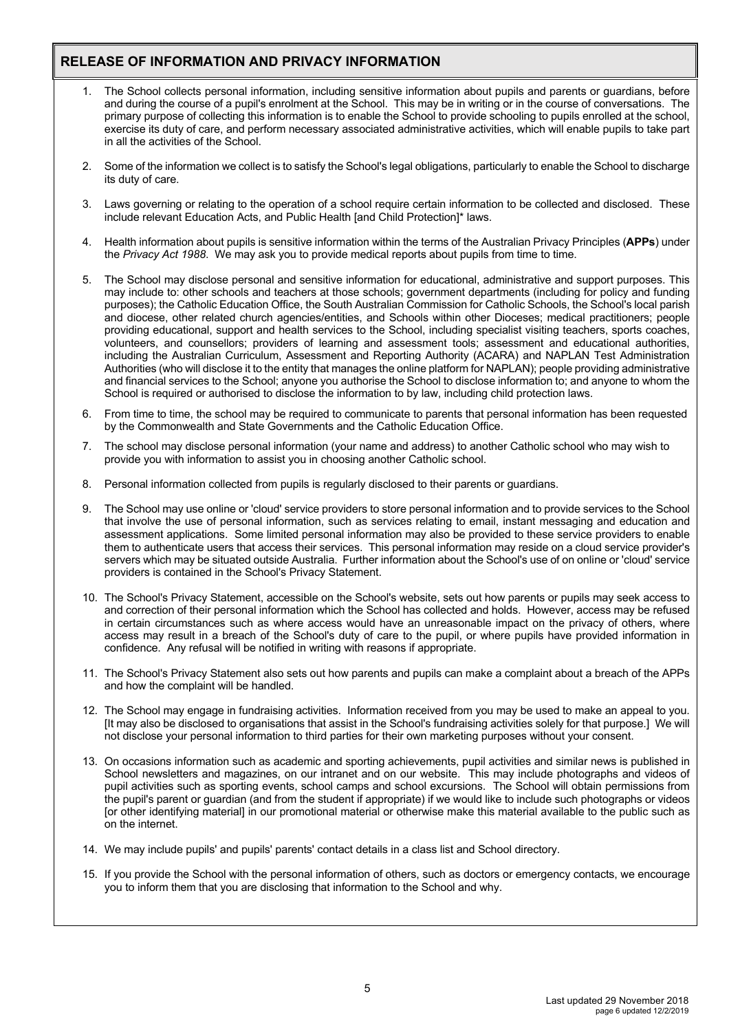## RELEASE OF INFORMATION AND PRIVACY INFORMATION

1. The School collects personal information, including sensitive information about pupils and parents or guardians, before and during the course of a pupil's enrolment at the School. This may be in writing or in the course of conversations. The primary purpose of collecting this information is to enable the School to provide schooling to pupils enrolled at the school, exercise its duty of care, and perform necessary associated administrative activities, which will enable pupils to take part in all the activities of the School.

2. Some of the information we collect is to satisfy the School's legal obligations, particularly to enable the School to discharge its duty of care.

3. Laws governing or relating to the operation of a school require certain information to be collected and disclosed. These include relevant Education Acts, and Public Health [and Child Protection]* laws.

4. Health information about pupils is sensitive information within the terms of the Australian Privacy Principles (**APPs**) under the *Privacy Act 1988*. We may ask you to provide medical reports about pupils from time to time.

5. The School may disclose personal and sensitive information for educational, administrative and support purposes. This may include to: other schools and teachers at those schools; government departments (including for policy and funding purposes); the Catholic Education Office, the South Australian Commission for Catholic Schools, the School's local parish and diocese, other related church agencies/entities, and Schools within other Dioceses; medical practitioners; people providing educational, support and health services to the School, including specialist visiting teachers, sports coaches, volunteers, and counsellors; providers of learning and assessment tools; assessment and educational authorities, including the Australian Curriculum, Assessment and Reporting Authority (ACARA) and NAPLAN Test Administration Authorities (who will disclose it to the entity that manages the online platform for NAPLAN); people providing administrative and financial services to the School; anyone you authorise the School to disclose information to; and anyone to whom the School is required or authorised to disclose the information to by law, including child protection laws.

6. From time to time, the school may be required to communicate to parents that personal information has been requested by the Commonwealth and State Governments and the Catholic Education Office.

7. The school may disclose personal information (your name and address) to another Catholic school who may wish to provide you with information to assist you in choosing another Catholic school.

8. Personal information collected from pupils is regularly disclosed to their parents or guardians.

9. The School may use online or 'cloud' service providers to store personal information and to provide services to the School that involve the use of personal information, such as services relating to email, instant messaging and education and assessment applications. Some limited personal information may also be provided to these service providers to enable them to authenticate users that access their services. This personal information may reside on a cloud service provider's servers which may be situated outside Australia. Further information about the School's use of on online or 'cloud' service providers is contained in the School's Privacy Statement.

10. The School's Privacy Statement, accessible on the School's website, sets out how parents or pupils may seek access to and correction of their personal information which the School has collected and holds. However, access may be refused in certain circumstances such as where access would have an unreasonable impact on the privacy of others, where access may result in a breach of the School's duty of care to the pupil, or where pupils have provided information in confidence. Any refusal will be notified in writing with reasons if appropriate.

11. The School's Privacy Statement also sets out how parents and pupils can make a complaint about a breach of the APPs and how the complaint will be handled.

12. The School may engage in fundraising activities. Information received from you may be used to make an appeal to you. [It may also be disclosed to organisations that assist in the School's fundraising activities solely for that purpose.] We will not disclose your personal information to third parties for their own marketing purposes without your consent.

13. On occasions information such as academic and sporting achievements, pupil activities and similar news is published in School newsletters and magazines, on our intranet and on our website. This may include photographs and videos of pupil activities such as sporting events, school camps and school excursions. The School will obtain permissions from the pupil's parent or guardian (and from the student if appropriate) if we would like to include such photographs or videos [or other identifying material] in our promotional material or otherwise make this material available to the public such as on the internet.

14. We may include pupils' and pupils' parents' contact details in a class list and School directory.

15. If you provide the School with the personal information of others, such as doctors or emergency contacts, we encourage you to inform them that you are disclosing that information to the School and why.

Last updated 29 November 2018
page 6 updated 12/2/2019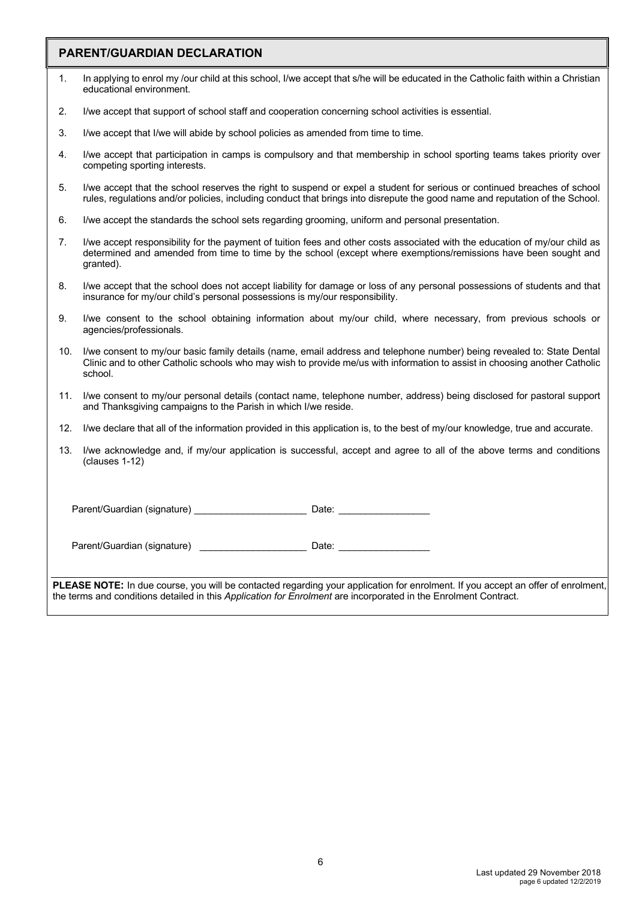## PARENT/GUARDIAN DECLARATION

1. In applying to enrol my /our child at this school, I/we accept that s/he will be educated in the Catholic faith within a Christian educational environment.
2. I/we accept that support of school staff and cooperation concerning school activities is essential.
3. I/we accept that I/we will abide by school policies as amended from time to time.
4. I/we accept that participation in camps is compulsory and that membership in school sporting teams takes priority over competing sporting interests.
5. I/we accept that the school reserves the right to suspend or expel a student for serious or continued breaches of school rules, regulations and/or policies, including conduct that brings into disrepute the good name and reputation of the School.
6. I/we accept the standards the school sets regarding grooming, uniform and personal presentation.
7. I/we accept responsibility for the payment of tuition fees and other costs associated with the education of my/our child as determined and amended from time to time by the school (except where exemptions/remissions have been sought and granted).
8. I/we accept that the school does not accept liability for damage or loss of any personal possessions of students and that insurance for my/our child's personal possessions is my/our responsibility.
9. I/we consent to the school obtaining information about my/our child, where necessary, from previous schools or agencies/professionals.
10. I/we consent to my/our basic family details (name, email address and telephone number) being revealed to: State Dental Clinic and to other Catholic schools who may wish to provide me/us with information to assist in choosing another Catholic school.
11. I/we consent to my/our personal details (contact name, telephone number, address) being disclosed for pastoral support and Thanksgiving campaigns to the Parish in which I/we reside.
12. I/we declare that all of the information provided in this application is, to the best of my/our knowledge, true and accurate.
13. I/we acknowledge and, if my/our application is successful, accept and agree to all of the above terms and conditions (clauses 1-12)

Parent/Guardian (signature) ____________________ Date: ________________

Parent/Guardian (signature) ____________________ Date: ________________

**PLEASE NOTE:** In due course, you will be contacted regarding your application for enrolment. If you accept an offer of enrolment, the terms and conditions detailed in this *Application for Enrolment* are incorporated in the Enrolment Contract.

Last updated 29 November 2018
page 6 updated 12/2/2019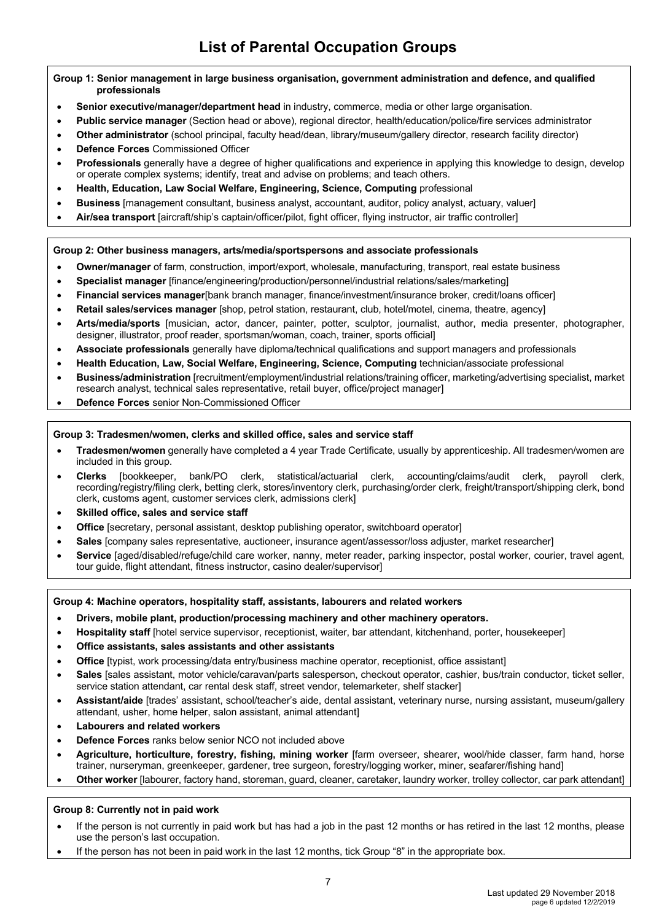# List of Parental Occupation Groups

**Group 1: Senior management in large business organisation, government administration and defence, and qualified professionals**

- **Senior executive/manager/department head** in industry, commerce, media or other large organisation.
- **Public service manager** (Section head or above), regional director, health/education/police/fire services administrator
- **Other administrator** (school principal, faculty head/dean, library/museum/gallery director, research facility director)
- **Defence Forces** Commissioned Officer
- **Professionals** generally have a degree of higher qualifications and experience in applying this knowledge to design, develop or operate complex systems; identify, treat and advise on problems; and teach others.
- **Health, Education, Law Social Welfare, Engineering, Science, Computing** professional
- **Business** [management consultant, business analyst, accountant, auditor, policy analyst, actuary, valuer]
- **Air/sea transport** [aircraft/ship's captain/officer/pilot, fight officer, flying instructor, air traffic controller]

**Group 2: Other business managers, arts/media/sportspersons and associate professionals**

- **Owner/manager** of farm, construction, import/export, wholesale, manufacturing, transport, real estate business
- **Specialist manager** [finance/engineering/production/personnel/industrial relations/sales/marketing]
- **Financial services manager**[bank branch manager, finance/investment/insurance broker, credit/loans officer]
- **Retail sales/services manager** [shop, petrol station, restaurant, club, hotel/motel, cinema, theatre, agency]
- **Arts/media/sports** [musician, actor, dancer, painter, potter, sculptor, journalist, author, media presenter, photographer, designer, illustrator, proof reader, sportsman/woman, coach, trainer, sports official]
- **Associate professionals** generally have diploma/technical qualifications and support managers and professionals
- **Health Education, Law, Social Welfare, Engineering, Science, Computing** technician/associate professional
- **Business/administration** [recruitment/employment/industrial relations/training officer, marketing/advertising specialist, market research analyst, technical sales representative, retail buyer, office/project manager]
- **Defence Forces** senior Non-Commissioned Officer

**Group 3: Tradesmen/women, clerks and skilled office, sales and service staff**

- **Tradesmen/women** generally have completed a 4 year Trade Certificate, usually by apprenticeship. All tradesmen/women are included in this group.
- **Clerks** [bookkeeper, bank/PO clerk, statistical/actuarial clerk, accounting/claims/audit clerk, payroll clerk, recording/registry/filing clerk, betting clerk, stores/inventory clerk, purchasing/order clerk, freight/transport/shipping clerk, bond clerk, customs agent, customer services clerk, admissions clerk]
- **Skilled office, sales and service staff**
- **Office** [secretary, personal assistant, desktop publishing operator, switchboard operator]
- **Sales** [company sales representative, auctioneer, insurance agent/assessor/loss adjuster, market researcher]
- **Service** [aged/disabled/refuge/child care worker, nanny, meter reader, parking inspector, postal worker, courier, travel agent, tour guide, flight attendant, fitness instructor, casino dealer/supervisor]

**Group 4: Machine operators, hospitality staff, assistants, labourers and related workers**

- **Drivers, mobile plant, production/processing machinery and other machinery operators.**
- **Hospitality staff** [hotel service supervisor, receptionist, waiter, bar attendant, kitchenhand, porter, housekeeper]
- **Office assistants, sales assistants and other assistants**
- **Office** [typist, work processing/data entry/business machine operator, receptionist, office assistant]
- **Sales** [sales assistant, motor vehicle/caravan/parts salesperson, checkout operator, cashier, bus/train conductor, ticket seller, service station attendant, car rental desk staff, street vendor, telemarketer, shelf stacker]
- **Assistant/aide** [trades' assistant, school/teacher's aide, dental assistant, veterinary nurse, nursing assistant, museum/gallery attendant, usher, home helper, salon assistant, animal attendant]
- **Labourers and related workers**
- **Defence Forces** ranks below senior NCO not included above
- **Agriculture, horticulture, forestry, fishing, mining worker** [farm overseer, shearer, wool/hide classer, farm hand, horse trainer, nurseryman, greenkeeper, gardener, tree surgeon, forestry/logging worker, miner, seafarer/fishing hand]
- **Other worker** [labourer, factory hand, storeman, guard, cleaner, caretaker, laundry worker, trolley collector, car park attendant]

**Group 8: Currently not in paid work**

- If the person is not currently in paid work but has had a job in the past 12 months or has retired in the last 12 months, please use the person's last occupation.
- If the person has not been in paid work in the last 12 months, tick Group "8" in the appropriate box.

Last updated 29 November 2018
page 6 updated 12/2/2019